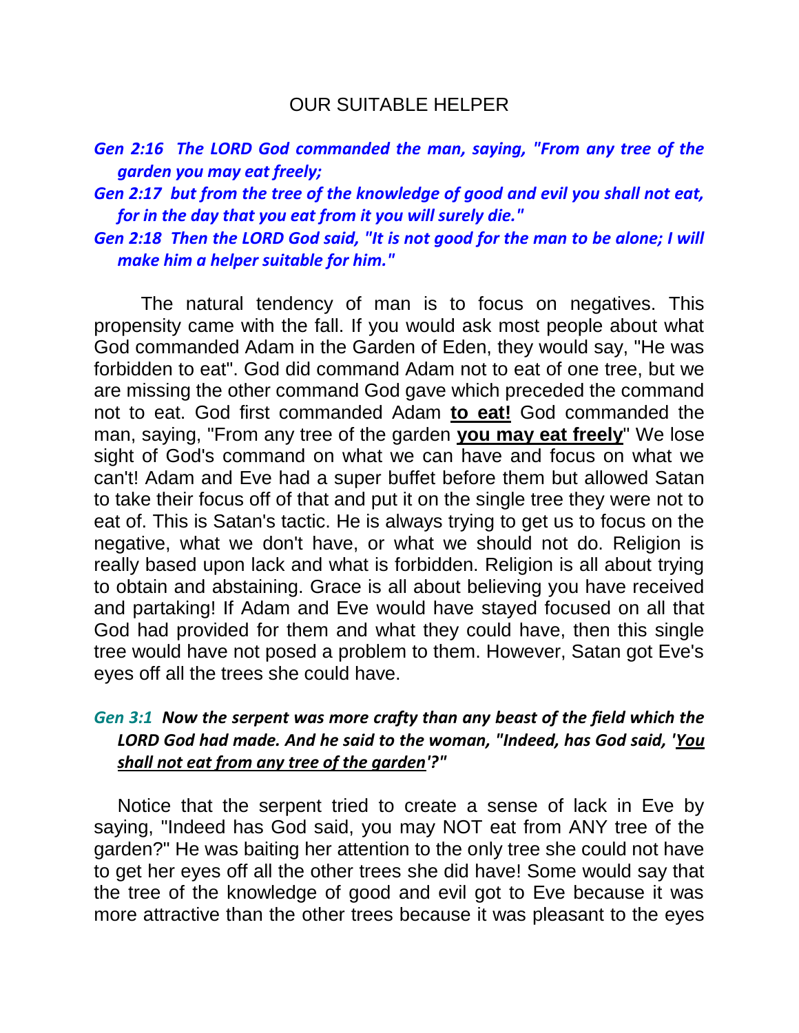# OUR SUITABLE HELPER

***Gen 2:16 The LORD God commanded the man, saying, "From any tree of the garden you may eat freely;***

***Gen 2:17 but from the tree of the knowledge of good and evil you shall not eat, for in the day that you eat from it you will surely die."***

***Gen 2:18 Then the LORD God said, "It is not good for the man to be alone; I will make him a helper suitable for him."***

The natural tendency of man is to focus on negatives. This propensity came with the fall. If you would ask most people about what God commanded Adam in the Garden of Eden, they would say, "He was forbidden to eat". God did command Adam not to eat of one tree, but we are missing the other command God gave which preceded the command not to eat. God first commanded Adam **<u>to eat!</u>** God commanded the man, saying, "From any tree of the garden **<u>you may eat freely</u>**" We lose sight of God's command on what we can have and focus on what we can't! Adam and Eve had a super buffet before them but allowed Satan to take their focus off of that and put it on the single tree they were not to eat of. This is Satan's tactic. He is always trying to get us to focus on the negative, what we don't have, or what we should not do. Religion is really based upon lack and what is forbidden. Religion is all about trying to obtain and abstaining. Grace is all about believing you have received and partaking! If Adam and Eve would have stayed focused on all that God had provided for them and what they could have, then this single tree would have not posed a problem to them. However, Satan got Eve's eyes off all the trees she could have.

***Gen 3:1 Now the serpent was more crafty than any beast of the field which the LORD God had made. And he said to the woman, "Indeed, has God said, '<u>You shall not eat from any tree of the garden</u>'?"***

Notice that the serpent tried to create a sense of lack in Eve by saying, "Indeed has God said, you may NOT eat from ANY tree of the garden?" He was baiting her attention to the only tree she could not have to get her eyes off all the other trees she did have! Some would say that the tree of the knowledge of good and evil got to Eve because it was more attractive than the other trees because it was pleasant to the eyes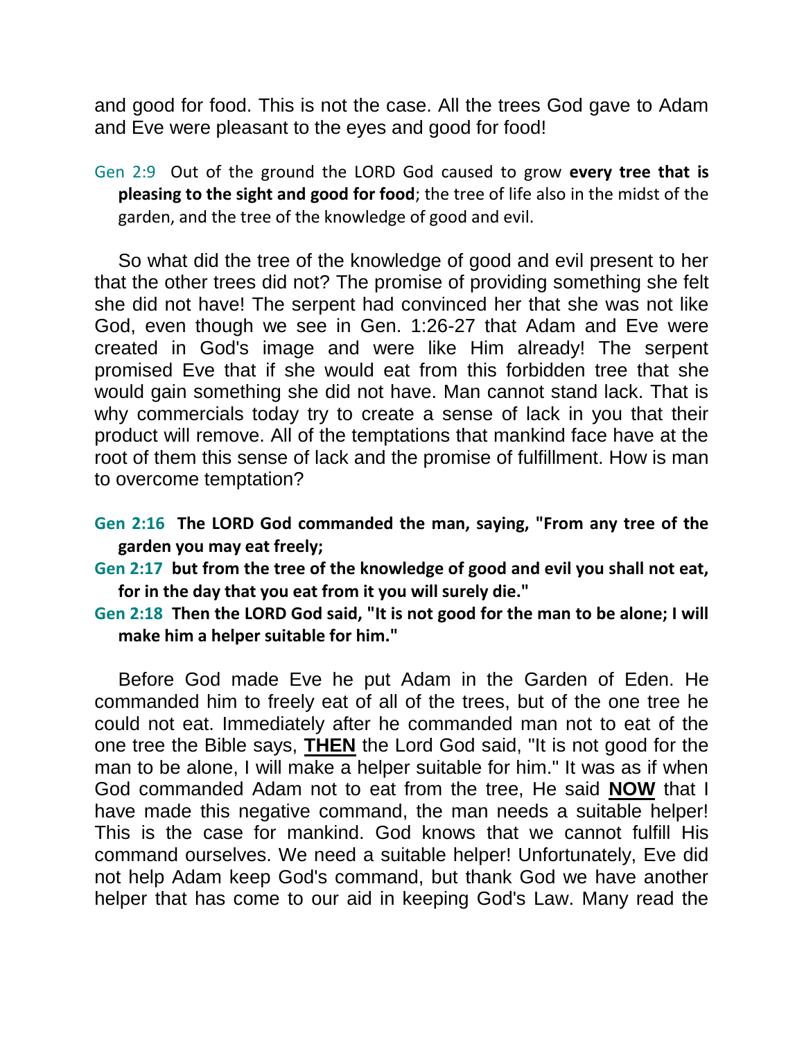and good for food. This is not the case. All the trees God gave to Adam and Eve were pleasant to the eyes and good for food!

Gen 2:9 Out of the ground the LORD God caused to grow **every tree that is pleasing to the sight and good for food**; the tree of life also in the midst of the garden, and the tree of the knowledge of good and evil.

So what did the tree of the knowledge of good and evil present to her that the other trees did not? The promise of providing something she felt she did not have! The serpent had convinced her that she was not like God, even though we see in Gen. 1:26-27 that Adam and Eve were created in God's image and were like Him already! The serpent promised Eve that if she would eat from this forbidden tree that she would gain something she did not have. Man cannot stand lack. That is why commercials today try to create a sense of lack in you that their product will remove. All of the temptations that mankind face have at the root of them this sense of lack and the promise of fulfillment. How is man to overcome temptation?

**Gen 2:16 The LORD God commanded the man, saying, "From any tree of the garden you may eat freely;**
**Gen 2:17 but from the tree of the knowledge of good and evil you shall not eat, for in the day that you eat from it you will surely die."**
**Gen 2:18 Then the LORD God said, "It is not good for the man to be alone; I will make him a helper suitable for him."**

Before God made Eve he put Adam in the Garden of Eden. He commanded him to freely eat of all of the trees, but of the one tree he could not eat. Immediately after he commanded man not to eat of the one tree the Bible says, **THEN** the Lord God said, "It is not good for the man to be alone, I will make a helper suitable for him." It was as if when God commanded Adam not to eat from the tree, He said **NOW** that I have made this negative command, the man needs a suitable helper! This is the case for mankind. God knows that we cannot fulfill His command ourselves. We need a suitable helper! Unfortunately, Eve did not help Adam keep God's command, but thank God we have another helper that has come to our aid in keeping God's Law. Many read the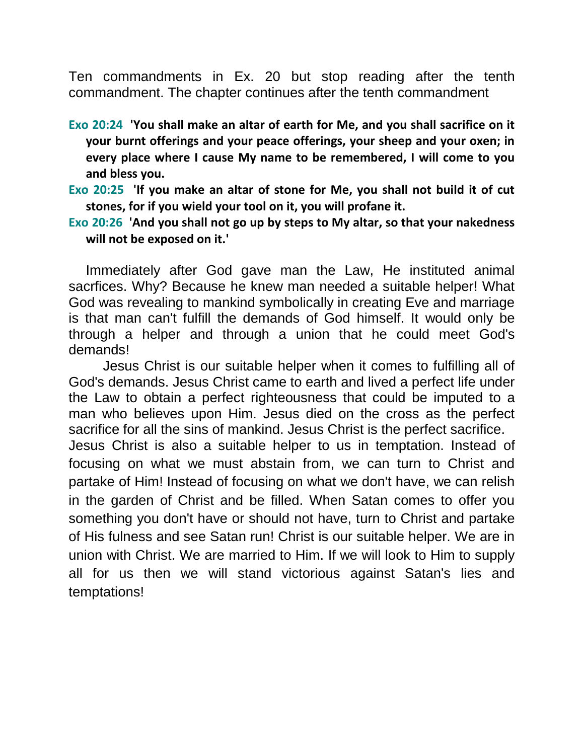Ten commandments in Ex. 20 but stop reading after the tenth commandment. The chapter continues after the tenth commandment

**Exo 20:24 'You shall make an altar of earth for Me, and you shall sacrifice on it your burnt offerings and your peace offerings, your sheep and your oxen; in every place where I cause My name to be remembered, I will come to you and bless you.**

**Exo 20:25 'If you make an altar of stone for Me, you shall not build it of cut stones, for if you wield your tool on it, you will profane it.**

**Exo 20:26 'And you shall not go up by steps to My altar, so that your nakedness will not be exposed on it.'**

Immediately after God gave man the Law, He instituted animal sacrfices. Why? Because he knew man needed a suitable helper! What God was revealing to mankind symbolically in creating Eve and marriage is that man can't fulfill the demands of God himself. It would only be through a helper and through a union that he could meet God's demands!

Jesus Christ is our suitable helper when it comes to fulfilling all of God's demands. Jesus Christ came to earth and lived a perfect life under the Law to obtain a perfect righteousness that could be imputed to a man who believes upon Him. Jesus died on the cross as the perfect sacrifice for all the sins of mankind. Jesus Christ is the perfect sacrifice. Jesus Christ is also a suitable helper to us in temptation. Instead of focusing on what we must abstain from, we can turn to Christ and partake of Him! Instead of focusing on what we don't have, we can relish in the garden of Christ and be filled. When Satan comes to offer you something you don't have or should not have, turn to Christ and partake of His fulness and see Satan run! Christ is our suitable helper. We are in union with Christ. We are married to Him. If we will look to Him to supply all for us then we will stand victorious against Satan's lies and temptations!